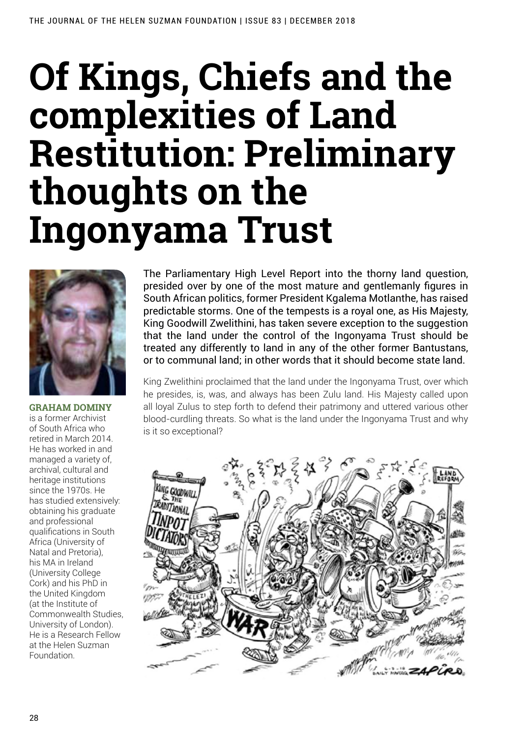# Of Kings, Chiefs and the complexities of Land Restitution: Preliminary thoughts on the Ingonyama Trust

**GRAHAM DOMINY** is a former Archivist of South Africa who retired in March 2014. He has worked in and managed a variety of, archival, cultural and heritage institutions since the 1970s. He has studied extensively: obtaining his graduate and professional qualifications in South Africa (University of Natal and Pretoria), his MA in Ireland (University College Cork) and his PhD in the United Kingdom (at the Institute of Commonwealth Studies, University of London). He is a Research Fellow at the Helen Suzman Foundation.

The Parliamentary High Level Report into the thorny land question, presided over by one of the most mature and gentlemanly figures in South African politics, former President Kgalema Motlanthe, has raised predictable storms. One of the tempests is a royal one, as His Majesty, King Goodwill Zwelithini, has taken severe exception to the suggestion that the land under the control of the Ingonyama Trust should be treated any differently to land in any of the other former Bantustans, or to communal land; in other words that it should become state land.

King Zwelithini proclaimed that the land under the Ingonyama Trust, over which he presides, is, was, and always has been Zulu land. His Majesty called upon all loyal Zulus to step forth to defend their patrimony and uttered various other blood-curdling threats. So what is the land under the Ingonyama Trust and why is it so exceptional?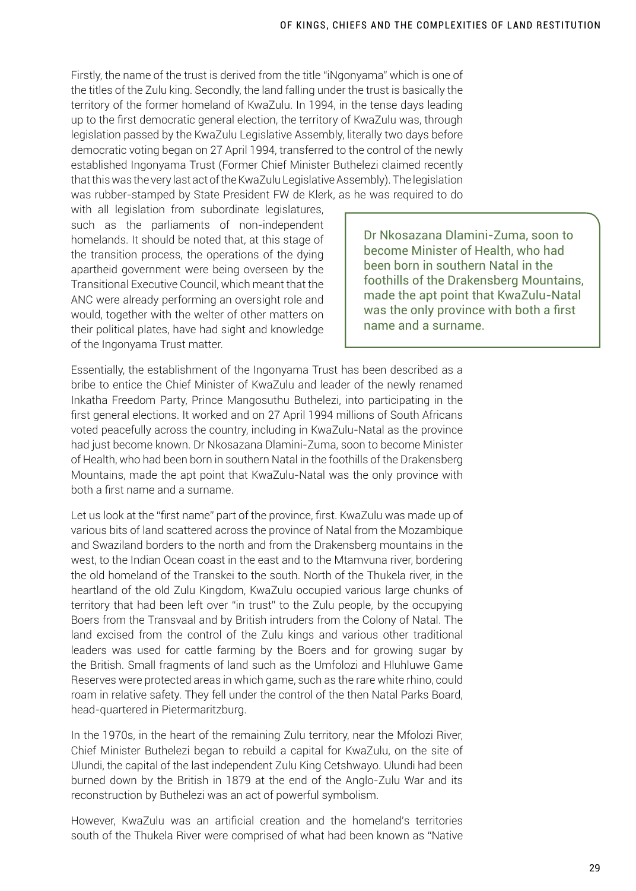Firstly, the name of the trust is derived from the title "iNgonyama" which is one of the titles of the Zulu king. Secondly, the land falling under the trust is basically the territory of the former homeland of KwaZulu. In 1994, in the tense days leading up to the first democratic general election, the territory of KwaZulu was, through legislation passed by the KwaZulu Legislative Assembly, literally two days before democratic voting began on 27 April 1994, transferred to the control of the newly established Ingonyama Trust (Former Chief Minister Buthelezi claimed recently that this was the very last act of the KwaZulu Legislative Assembly). The legislation was rubber-stamped by State President FW de Klerk, as he was required to do with all legislation from subordinate legislatures, such as the parliaments of non-independent homelands. It should be noted that, at this stage of the transition process, the operations of the dying apartheid government were being overseen by the Transitional Executive Council, which meant that the ANC were already performing an oversight role and would, together with the welter of other matters on their political plates, have had sight and knowledge of the Ingonyama Trust matter.

> Dr Nkosazana Dlamini-Zuma, soon to become Minister of Health, who had been born in southern Natal in the foothills of the Drakensberg Mountains, made the apt point that KwaZulu-Natal was the only province with both a first name and a surname.

Essentially, the establishment of the Ingonyama Trust has been described as a bribe to entice the Chief Minister of KwaZulu and leader of the newly renamed Inkatha Freedom Party, Prince Mangosuthu Buthelezi, into participating in the first general elections. It worked and on 27 April 1994 millions of South Africans voted peacefully across the country, including in KwaZulu-Natal as the province had just become known. Dr Nkosazana Dlamini-Zuma, soon to become Minister of Health, who had been born in southern Natal in the foothills of the Drakensberg Mountains, made the apt point that KwaZulu-Natal was the only province with both a first name and a surname.

Let us look at the "first name" part of the province, first. KwaZulu was made up of various bits of land scattered across the province of Natal from the Mozambique and Swaziland borders to the north and from the Drakensberg mountains in the west, to the Indian Ocean coast in the east and to the Mtamvuna river, bordering the old homeland of the Transkei to the south. North of the Thukela river, in the heartland of the old Zulu Kingdom, KwaZulu occupied various large chunks of territory that had been left over "in trust" to the Zulu people, by the occupying Boers from the Transvaal and by British intruders from the Colony of Natal. The land excised from the control of the Zulu kings and various other traditional leaders was used for cattle farming by the Boers and for growing sugar by the British. Small fragments of land such as the Umfolozi and Hluhluwe Game Reserves were protected areas in which game, such as the rare white rhino, could roam in relative safety. They fell under the control of the then Natal Parks Board, head-quartered in Pietermaritzburg.

In the 1970s, in the heart of the remaining Zulu territory, near the Mfolozi River, Chief Minister Buthelezi began to rebuild a capital for KwaZulu, on the site of Ulundi, the capital of the last independent Zulu King Cetshwayo. Ulundi had been burned down by the British in 1879 at the end of the Anglo-Zulu War and its reconstruction by Buthelezi was an act of powerful symbolism.

However, KwaZulu was an artificial creation and the homeland's territories south of the Thukela River were comprised of what had been known as "Native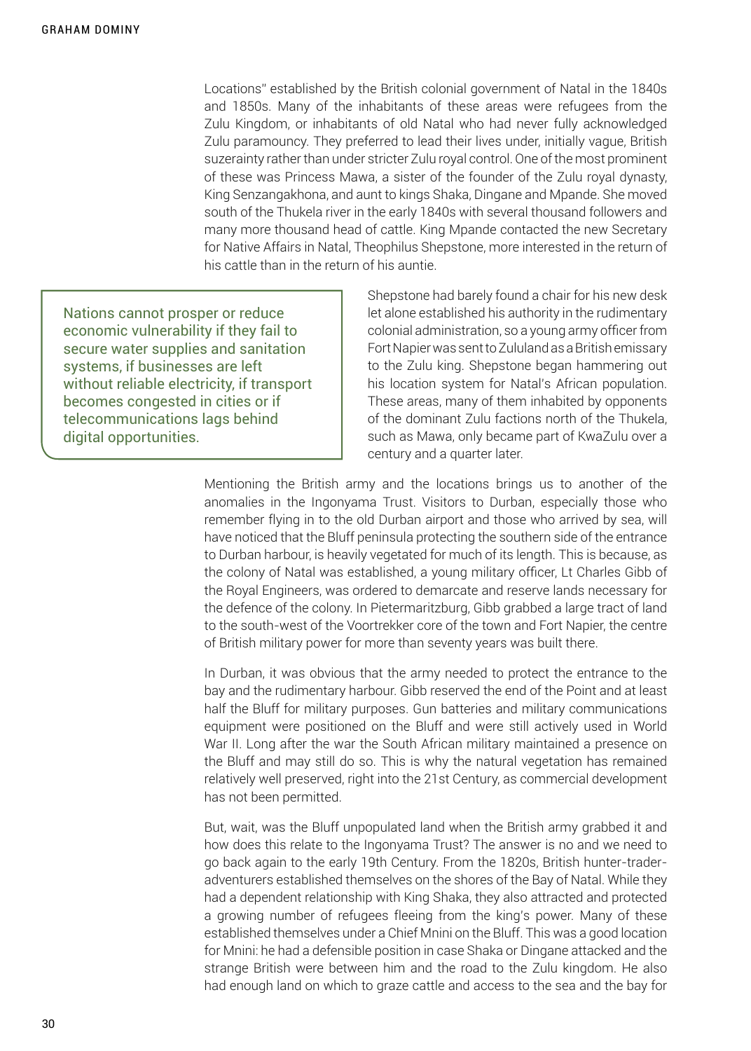Locations" established by the British colonial government of Natal in the 1840s and 1850s. Many of the inhabitants of these areas were refugees from the Zulu Kingdom, or inhabitants of old Natal who had never fully acknowledged Zulu paramouncy. They preferred to lead their lives under, initially vague, British suzerainty rather than under stricter Zulu royal control. One of the most prominent of these was Princess Mawa, a sister of the founder of the Zulu royal dynasty, King Senzangakhona, and aunt to kings Shaka, Dingane and Mpande. She moved south of the Thukela river in the early 1840s with several thousand followers and many more thousand head of cattle. King Mpande contacted the new Secretary for Native Affairs in Natal, Theophilus Shepstone, more interested in the return of his cattle than in the return of his auntie.

> Nations cannot prosper or reduce economic vulnerability if they fail to secure water supplies and sanitation systems, if businesses are left without reliable electricity, if transport becomes congested in cities or if telecommunications lags behind digital opportunities.

Shepstone had barely found a chair for his new desk let alone established his authority in the rudimentary colonial administration, so a young army officer from Fort Napier was sent to Zululand as a British emissary to the Zulu king. Shepstone began hammering out his location system for Natal's African population. These areas, many of them inhabited by opponents of the dominant Zulu factions north of the Thukela, such as Mawa, only became part of KwaZulu over a century and a quarter later.

Mentioning the British army and the locations brings us to another of the anomalies in the Ingonyama Trust. Visitors to Durban, especially those who remember flying in to the old Durban airport and those who arrived by sea, will have noticed that the Bluff peninsula protecting the southern side of the entrance to Durban harbour, is heavily vegetated for much of its length. This is because, as the colony of Natal was established, a young military officer, Lt Charles Gibb of the Royal Engineers, was ordered to demarcate and reserve lands necessary for the defence of the colony. In Pietermaritzburg, Gibb grabbed a large tract of land to the south-west of the Voortrekker core of the town and Fort Napier, the centre of British military power for more than seventy years was built there.

In Durban, it was obvious that the army needed to protect the entrance to the bay and the rudimentary harbour. Gibb reserved the end of the Point and at least half the Bluff for military purposes. Gun batteries and military communications equipment were positioned on the Bluff and were still actively used in World War II. Long after the war the South African military maintained a presence on the Bluff and may still do so. This is why the natural vegetation has remained relatively well preserved, right into the 21st Century, as commercial development has not been permitted.

But, wait, was the Bluff unpopulated land when the British army grabbed it and how does this relate to the Ingonyama Trust? The answer is no and we need to go back again to the early 19th Century. From the 1820s, British hunter-trader-adventurers established themselves on the shores of the Bay of Natal. While they had a dependent relationship with King Shaka, they also attracted and protected a growing number of refugees fleeing from the king's power. Many of these established themselves under a Chief Mnini on the Bluff. This was a good location for Mnini: he had a defensible position in case Shaka or Dingane attacked and the strange British were between him and the road to the Zulu kingdom. He also had enough land on which to graze cattle and access to the sea and the bay for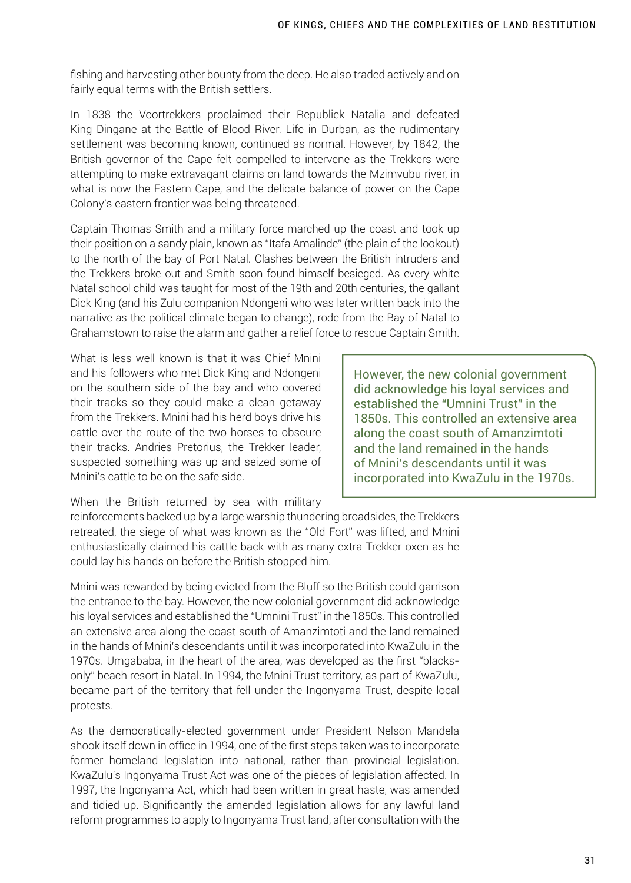fishing and harvesting other bounty from the deep. He also traded actively and on fairly equal terms with the British settlers.

In 1838 the Voortrekkers proclaimed their Republiek Natalia and defeated King Dingane at the Battle of Blood River. Life in Durban, as the rudimentary settlement was becoming known, continued as normal. However, by 1842, the British governor of the Cape felt compelled to intervene as the Trekkers were attempting to make extravagant claims on land towards the Mzimvubu river, in what is now the Eastern Cape, and the delicate balance of power on the Cape Colony's eastern frontier was being threatened.

Captain Thomas Smith and a military force marched up the coast and took up their position on a sandy plain, known as "Itafa Amalinde" (the plain of the lookout) to the north of the bay of Port Natal. Clashes between the British intruders and the Trekkers broke out and Smith soon found himself besieged. As every white Natal school child was taught for most of the 19th and 20th centuries, the gallant Dick King (and his Zulu companion Ndongeni who was later written back into the narrative as the political climate began to change), rode from the Bay of Natal to Grahamstown to raise the alarm and gather a relief force to rescue Captain Smith.

What is less well known is that it was Chief Mnini and his followers who met Dick King and Ndongeni on the southern side of the bay and who covered their tracks so they could make a clean getaway from the Trekkers. Mnini had his herd boys drive his cattle over the route of the two horses to obscure their tracks. Andries Pretorius, the Trekker leader, suspected something was up and seized some of Mnini's cattle to be on the safe side.

> However, the new colonial government did acknowledge his loyal services and established the "Umnini Trust" in the 1850s. This controlled an extensive area along the coast south of Amanzimtoti and the land remained in the hands of Mnini's descendants until it was incorporated into KwaZulu in the 1970s.

When the British returned by sea with military reinforcements backed up by a large warship thundering broadsides, the Trekkers retreated, the siege of what was known as the "Old Fort" was lifted, and Mnini enthusiastically claimed his cattle back with as many extra Trekker oxen as he could lay his hands on before the British stopped him.

Mnini was rewarded by being evicted from the Bluff so the British could garrison the entrance to the bay. However, the new colonial government did acknowledge his loyal services and established the "Umnini Trust" in the 1850s. This controlled an extensive area along the coast south of Amanzimtoti and the land remained in the hands of Mnini's descendants until it was incorporated into KwaZulu in the 1970s. Umgababa, in the heart of the area, was developed as the first "blacks-only" beach resort in Natal. In 1994, the Mnini Trust territory, as part of KwaZulu, became part of the territory that fell under the Ingonyama Trust, despite local protests.

As the democratically-elected government under President Nelson Mandela shook itself down in office in 1994, one of the first steps taken was to incorporate former homeland legislation into national, rather than provincial legislation. KwaZulu's Ingonyama Trust Act was one of the pieces of legislation affected. In 1997, the Ingonyama Act, which had been written in great haste, was amended and tidied up. Significantly the amended legislation allows for any lawful land reform programmes to apply to Ingonyama Trust land, after consultation with the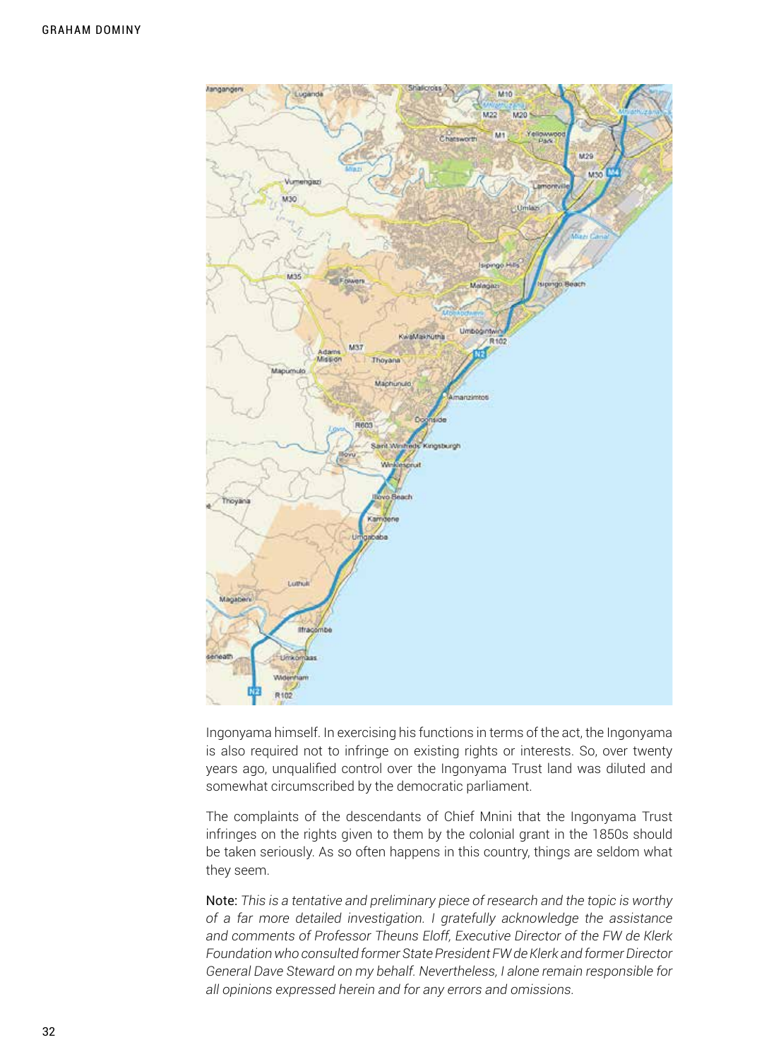Ingonyama himself. In exercising his functions in terms of the act, the Ingonyama is also required not to infringe on existing rights or interests. So, over twenty years ago, unqualified control over the Ingonyama Trust land was diluted and somewhat circumscribed by the democratic parliament.

The complaints of the descendants of Chief Mnini that the Ingonyama Trust infringes on the rights given to them by the colonial grant in the 1850s should be taken seriously. As so often happens in this country, things are seldom what they seem.

Note: *This is a tentative and preliminary piece of research and the topic is worthy of a far more detailed investigation. I gratefully acknowledge the assistance and comments of Professor Theuns Eloff, Executive Director of the FW de Klerk Foundation who consulted former State President FW de Klerk and former Director General Dave Steward on my behalf. Nevertheless, I alone remain responsible for all opinions expressed herein and for any errors and omissions.*